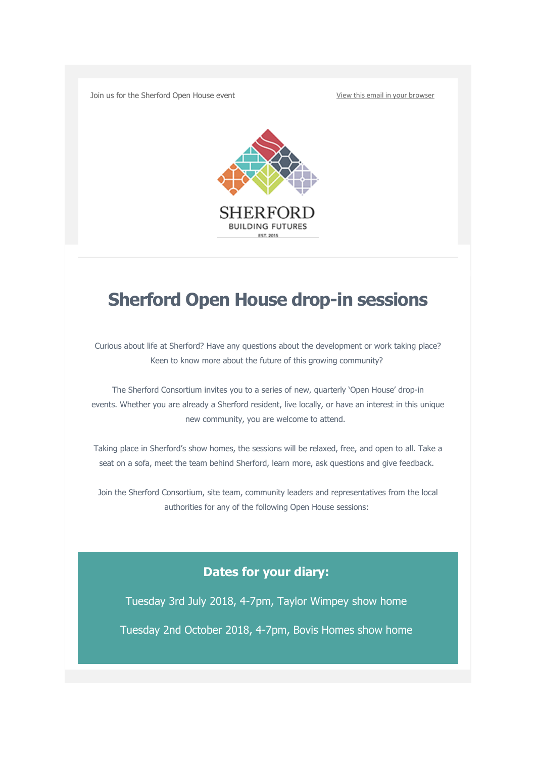Join us for the Sherford Open House event

View this email in your browser

SHERFORD
BUILDING FUTURES
EST. 2015

# Sherford Open House drop-in sessions

Curious about life at Sherford? Have any questions about the development or work taking place? Keen to know more about the future of this growing community?

The Sherford Consortium invites you to a series of new, quarterly 'Open House' drop-in events. Whether you are already a Sherford resident, live locally, or have an interest in this unique new community, you are welcome to attend.

Taking place in Sherford's show homes, the sessions will be relaxed, free, and open to all. Take a seat on a sofa, meet the team behind Sherford, learn more, ask questions and give feedback.

Join the Sherford Consortium, site team, community leaders and representatives from the local authorities for any of the following Open House sessions:

## Dates for your diary:

Tuesday 3rd July 2018, 4-7pm, Taylor Wimpey show home

Tuesday 2nd October 2018, 4-7pm, Bovis Homes show home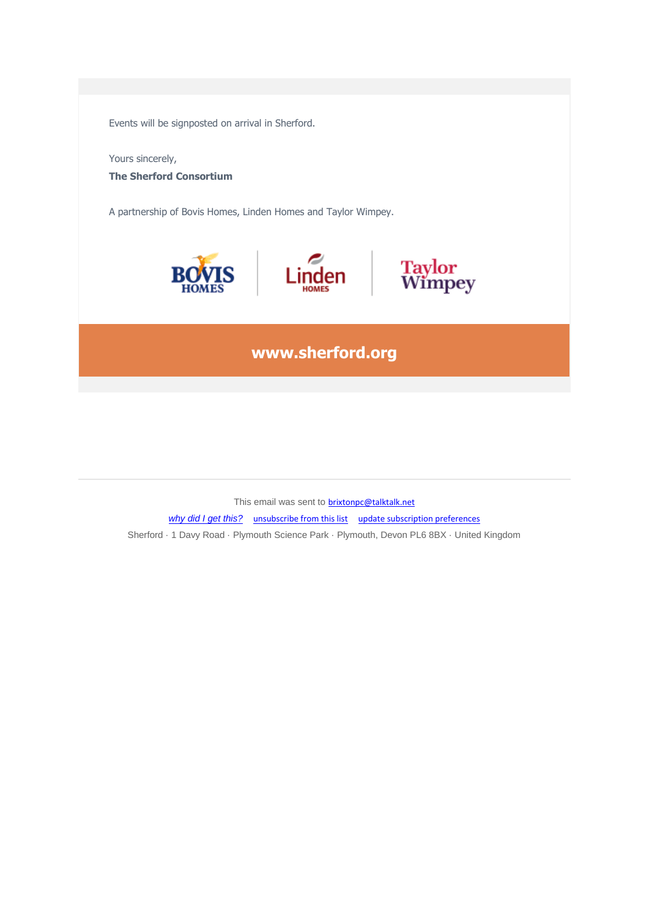Events will be signposted on arrival in Sherford.

Yours sincerely,
**The Sherford Consortium**

A partnership of Bovis Homes, Linden Homes and Taylor Wimpey.

BOVIS HOMES | Linden HOMES | Taylor Wimpey

**www.sherford.org**

This email was sent to brixtonpc@talktalk.net

*why did I get this?* unsubscribe from this list update subscription preferences

Sherford · 1 Davy Road · Plymouth Science Park · Plymouth, Devon PL6 8BX · United Kingdom